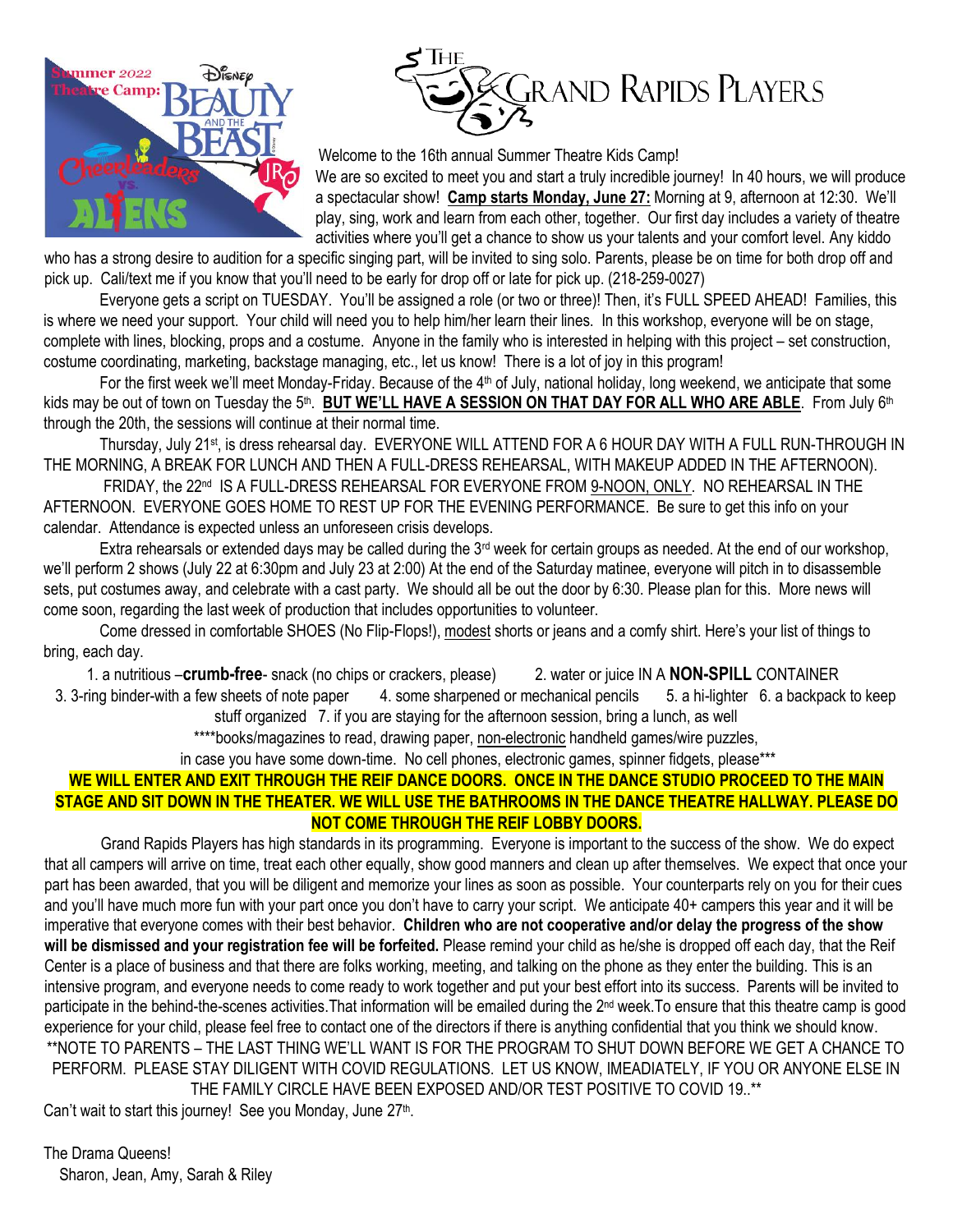Summer 2022 Theatre Camp: Disney Beauty and the Beast JR. Cheerleaders vs. Aliens

# The Grand Rapids Players

Welcome to the 16th annual Summer Theatre Kids Camp!

We are so excited to meet you and start a truly incredible journey! In 40 hours, we will produce a spectacular show! **Camp starts Monday, June 27:** Morning at 9, afternoon at 12:30. We'll play, sing, work and learn from each other, together. Our first day includes a variety of theatre activities where you'll get a chance to show us your talents and your comfort level. Any kiddo who has a strong desire to audition for a specific singing part, will be invited to sing solo. Parents, please be on time for both drop off and pick up. Cali/text me if you know that you'll need to be early for drop off or late for pick up. (218-259-0027)

Everyone gets a script on TUESDAY. You'll be assigned a role (or two or three)! Then, it's FULL SPEED AHEAD! Families, this is where we need your support. Your child will need you to help him/her learn their lines. In this workshop, everyone will be on stage, complete with lines, blocking, props and a costume. Anyone in the family who is interested in helping with this project – set construction, costume coordinating, marketing, backstage managing, etc., let us know! There is a lot of joy in this program!

For the first week we'll meet Monday-Friday. Because of the 4th of July, national holiday, long weekend, we anticipate that some kids may be out of town on Tuesday the 5th. **BUT WE'LL HAVE A SESSION ON THAT DAY FOR ALL WHO ARE ABLE**. From July 6th through the 20th, the sessions will continue at their normal time.

Thursday, July 21st, is dress rehearsal day. EVERYONE WILL ATTEND FOR A 6 HOUR DAY WITH A FULL RUN-THROUGH IN THE MORNING, A BREAK FOR LUNCH AND THEN A FULL-DRESS REHEARSAL, WITH MAKEUP ADDED IN THE AFTERNOON).

FRIDAY, the 22nd IS A FULL-DRESS REHEARSAL FOR EVERYONE FROM 9-NOON, ONLY. NO REHEARSAL IN THE AFTERNOON. EVERYONE GOES HOME TO REST UP FOR THE EVENING PERFORMANCE. Be sure to get this info on your calendar. Attendance is expected unless an unforeseen crisis develops.

Extra rehearsals or extended days may be called during the 3rd week for certain groups as needed. At the end of our workshop, we'll perform 2 shows (July 22 at 6:30pm and July 23 at 2:00) At the end of the Saturday matinee, everyone will pitch in to disassemble sets, put costumes away, and celebrate with a cast party. We should all be out the door by 6:30. Please plan for this. More news will come soon, regarding the last week of production that includes opportunities to volunteer.

Come dressed in comfortable SHOES (No Flip-Flops!), modest shorts or jeans and a comfy shirt. Here's your list of things to bring, each day.

1. a nutritious –**crumb-free**- snack (no chips or crackers, please)
2. water or juice IN A **NON-SPILL** CONTAINER
3. 3-ring binder-with a few sheets of note paper
4. some sharpened or mechanical pencils
5. a hi-lighter
6. a backpack to keep stuff organized
7. if you are staying for the afternoon session, bring a lunch, as well

\*\*\*\*books/magazines to read, drawing paper, non-electronic handheld games/wire puzzles, in case you have some down-time. No cell phones, electronic games, spinner fidgets, please\*\*\*

**WE WILL ENTER AND EXIT THROUGH THE REIF DANCE DOORS. ONCE IN THE DANCE STUDIO PROCEED TO THE MAIN STAGE AND SIT DOWN IN THE THEATER. WE WILL USE THE BATHROOMS IN THE DANCE THEATRE HALLWAY. PLEASE DO NOT COME THROUGH THE REIF LOBBY DOORS.**

Grand Rapids Players has high standards in its programming. Everyone is important to the success of the show. We do expect that all campers will arrive on time, treat each other equally, show good manners and clean up after themselves. We expect that once your part has been awarded, that you will be diligent and memorize your lines as soon as possible. Your counterparts rely on you for their cues and you'll have much more fun with your part once you don't have to carry your script. We anticipate 40+ campers this year and it will be imperative that everyone comes with their best behavior. **Children who are not cooperative and/or delay the progress of the show will be dismissed and your registration fee will be forfeited.** Please remind your child as he/she is dropped off each day, that the Reif Center is a place of business and that there are folks working, meeting, and talking on the phone as they enter the building. This is an intensive program, and everyone needs to come ready to work together and put your best effort into its success. Parents will be invited to participate in the behind-the-scenes activities.That information will be emailed during the 2nd week.To ensure that this theatre camp is good experience for your child, please feel free to contact one of the directors if there is anything confidential that you think we should know.

\*\*NOTE TO PARENTS – THE LAST THING WE'LL WANT IS FOR THE PROGRAM TO SHUT DOWN BEFORE WE GET A CHANCE TO PERFORM. PLEASE STAY DILIGENT WITH COVID REGULATIONS. LET US KNOW, IMEADIATELY, IF YOU OR ANYONE ELSE IN THE FAMILY CIRCLE HAVE BEEN EXPOSED AND/OR TEST POSITIVE TO COVID 19..\*\*

Can't wait to start this journey! See you Monday, June 27th.

The Drama Queens!
Sharon, Jean, Amy, Sarah & Riley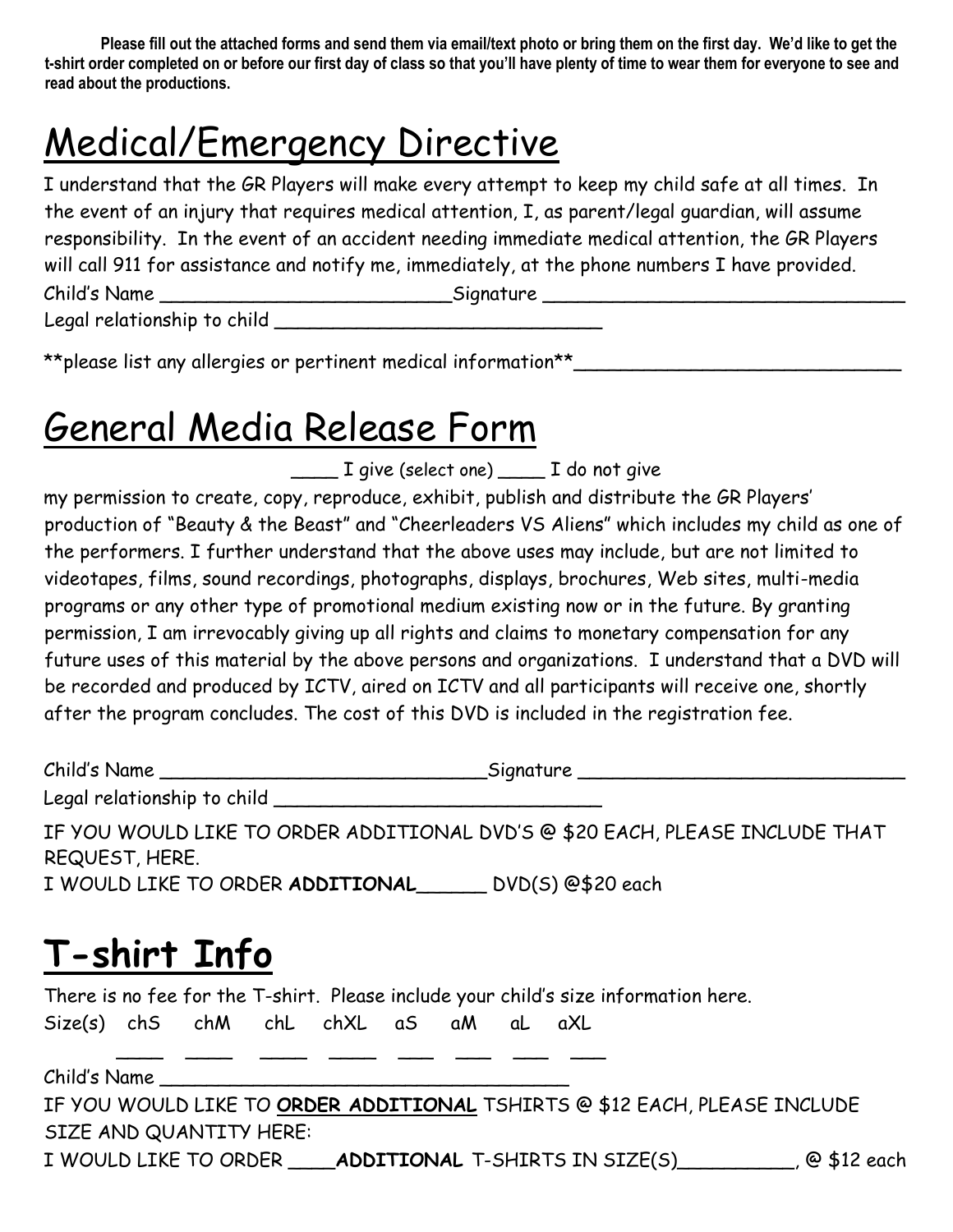**Please fill out the attached forms and send them via email/text photo or bring them on the first day. We'd like to get the t-shirt order completed on or before our first day of class so that you'll have plenty of time to wear them for everyone to see and read about the productions.**

# Medical/Emergency Directive

I understand that the GR Players will make every attempt to keep my child safe at all times. In the event of an injury that requires medical attention, I, as parent/legal guardian, will assume responsibility. In the event of an accident needing immediate medical attention, the GR Players will call 911 for assistance and notify me, immediately, at the phone numbers I have provided.

Child's Name _________________________ Signature ________________________________

Legal relationship to child _____________________________

**please list any allergies or pertinent medical information**____________________________

# General Media Release Form

____ I give (select one) ____ I do not give

my permission to create, copy, reproduce, exhibit, publish and distribute the GR Players' production of "Beauty & the Beast" and "Cheerleaders VS Aliens" which includes my child as one of the performers. I further understand that the above uses may include, but are not limited to videotapes, films, sound recordings, photographs, displays, brochures, Web sites, multi-media programs or any other type of promotional medium existing now or in the future. By granting permission, I am irrevocably giving up all rights and claims to monetary compensation for any future uses of this material by the above persons and organizations. I understand that a DVD will be recorded and produced by ICTV, aired on ICTV and all participants will receive one, shortly after the program concludes. The cost of this DVD is included in the registration fee.

Child's Name _____________________________ Signature _____________________________

Legal relationship to child _____________________________

IF YOU WOULD LIKE TO ORDER ADDITIONAL DVD'S @ $20 EACH, PLEASE INCLUDE THAT REQUEST, HERE.

I WOULD LIKE TO ORDER **ADDITIONAL**______ DVD(S) @$20 each

# T-shirt Info

There is no fee for the T-shirt. Please include your child's size information here.

Size(s) chS chM chL chXL aS aM aL aXL

____ ____ ____ ____ ___ ___ ___ ___

Child's Name ____________________________________

IF YOU WOULD LIKE TO **ORDER ADDITIONAL** TSHIRTS @ $12 EACH, PLEASE INCLUDE SIZE AND QUANTITY HERE:

I WOULD LIKE TO ORDER ____**ADDITIONAL** T-SHIRTS IN SIZE(S)__________, @ $12 each